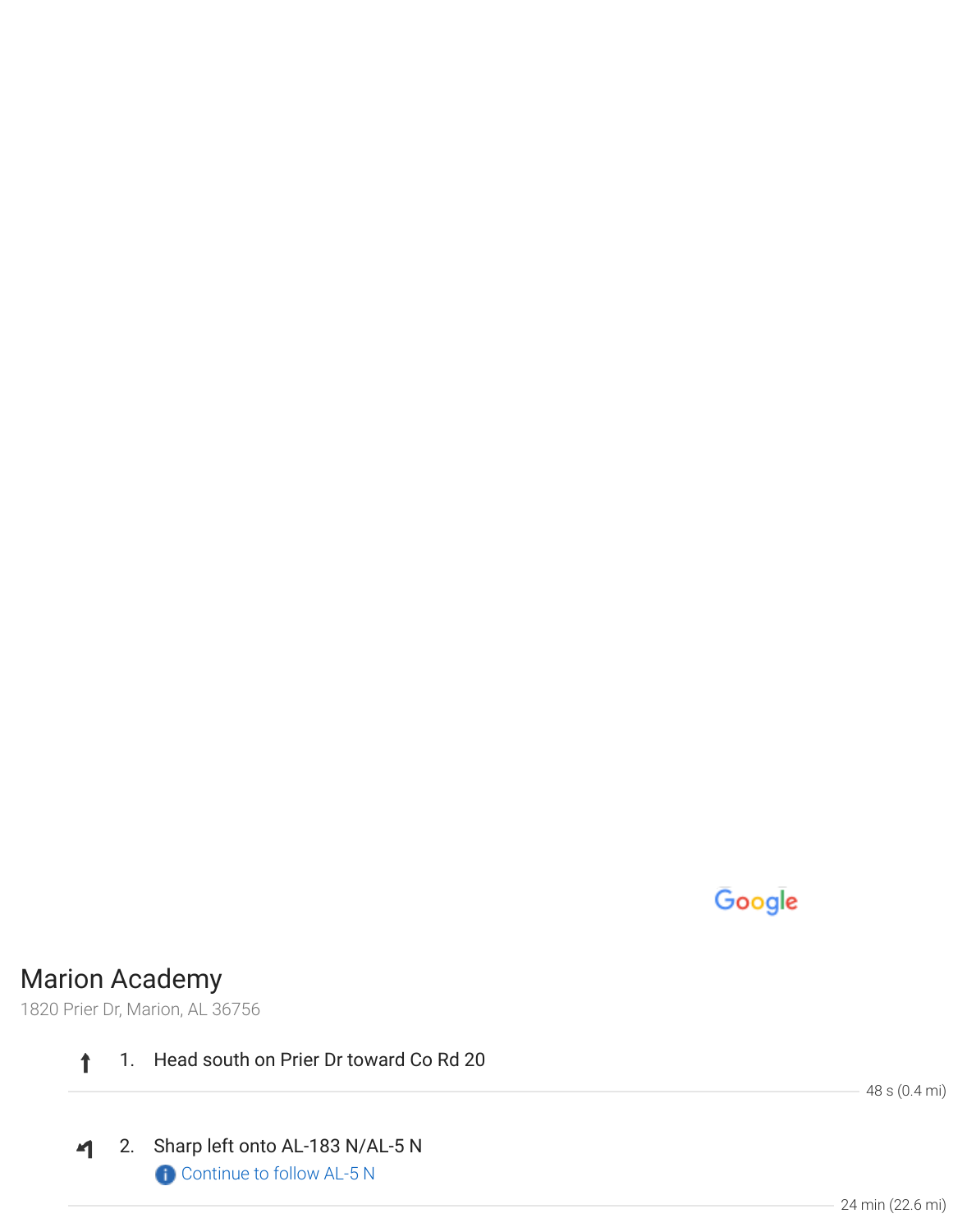## Marion Academy

1820 Prier Dr, Marion, AL 36756

1. Head south on Prier Dr toward Co Rd 20

   48 s (0.4 mi)

2. Sharp left onto AL-183 N/AL-5 N

   Continue to follow AL-5 N

   24 min (22.6 mi)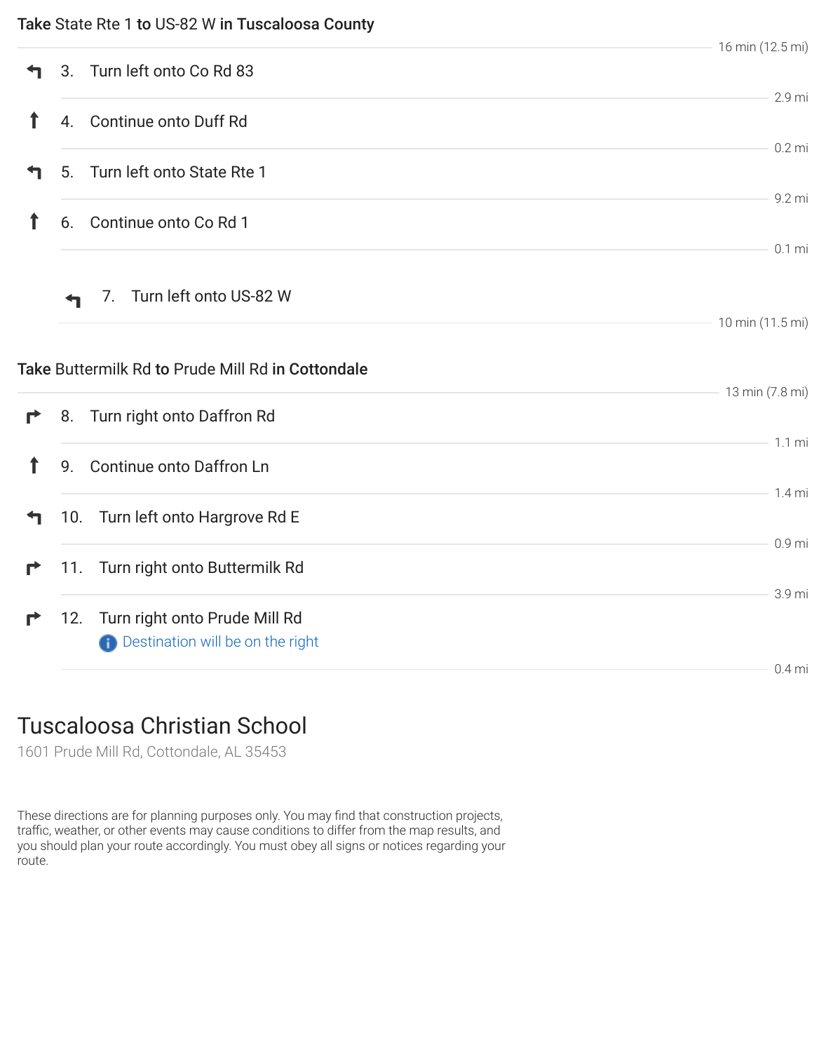**Take** State Rte 1 **to** US-82 W **in Tuscaloosa County**

16 min (12.5 mi)

3. Turn left onto Co Rd 83

2.9 mi

4. Continue onto Duff Rd

0.2 mi

5. Turn left onto State Rte 1

9.2 mi

6. Continue onto Co Rd 1

0.1 mi

7. Turn left onto US-82 W

10 min (11.5 mi)

**Take** Buttermilk Rd **to** Prude Mill Rd **in Cottondale**

13 min (7.8 mi)

8. Turn right onto Daffron Rd

1.1 mi

9. Continue onto Daffron Ln

1.4 mi

10. Turn left onto Hargrove Rd E

0.9 mi

11. Turn right onto Buttermilk Rd

3.9 mi

12. Turn right onto Prude Mill Rd
    Destination will be on the right

0.4 mi

## Tuscaloosa Christian School

1601 Prude Mill Rd, Cottondale, AL 35453

These directions are for planning purposes only. You may find that construction projects, traffic, weather, or other events may cause conditions to differ from the map results, and you should plan your route accordingly. You must obey all signs or notices regarding your route.